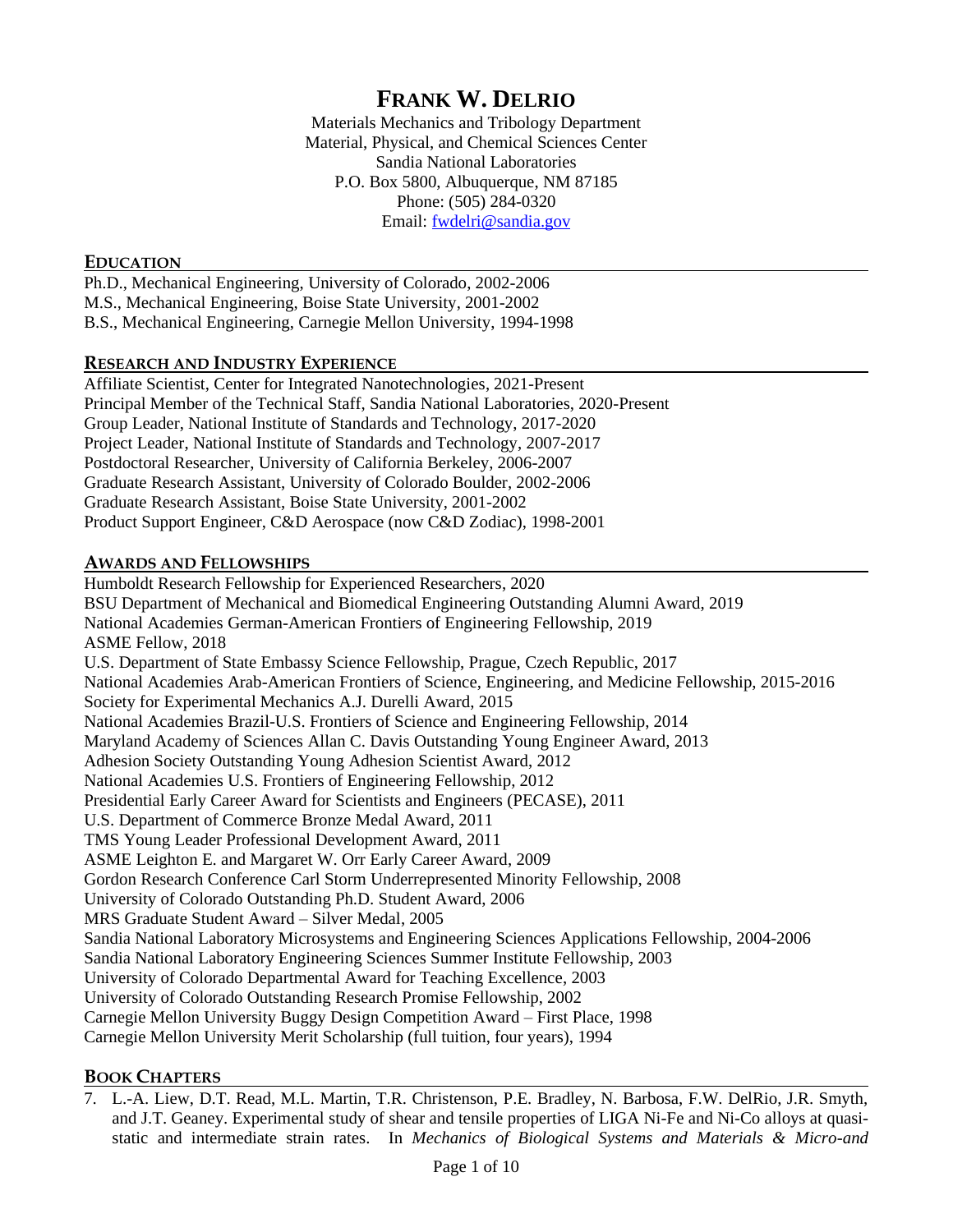# FRANK W. DELRIO

Materials Mechanics and Tribology Department
Material, Physical, and Chemical Sciences Center
Sandia National Laboratories
P.O. Box 5800, Albuquerque, NM 87185
Phone: (505) 284-0320
Email: fwdelri@sandia.gov

## EDUCATION

Ph.D., Mechanical Engineering, University of Colorado, 2002-2006
M.S., Mechanical Engineering, Boise State University, 2001-2002
B.S., Mechanical Engineering, Carnegie Mellon University, 1994-1998

## RESEARCH AND INDUSTRY EXPERIENCE

Affiliate Scientist, Center for Integrated Nanotechnologies, 2021-Present
Principal Member of the Technical Staff, Sandia National Laboratories, 2020-Present
Group Leader, National Institute of Standards and Technology, 2017-2020
Project Leader, National Institute of Standards and Technology, 2007-2017
Postdoctoral Researcher, University of California Berkeley, 2006-2007
Graduate Research Assistant, University of Colorado Boulder, 2002-2006
Graduate Research Assistant, Boise State University, 2001-2002
Product Support Engineer, C&D Aerospace (now C&D Zodiac), 1998-2001

## AWARDS AND FELLOWSHIPS

Humboldt Research Fellowship for Experienced Researchers, 2020
BSU Department of Mechanical and Biomedical Engineering Outstanding Alumni Award, 2019
National Academies German-American Frontiers of Engineering Fellowship, 2019
ASME Fellow, 2018
U.S. Department of State Embassy Science Fellowship, Prague, Czech Republic, 2017
National Academies Arab-American Frontiers of Science, Engineering, and Medicine Fellowship, 2015-2016
Society for Experimental Mechanics A.J. Durelli Award, 2015
National Academies Brazil-U.S. Frontiers of Science and Engineering Fellowship, 2014
Maryland Academy of Sciences Allan C. Davis Outstanding Young Engineer Award, 2013
Adhesion Society Outstanding Young Adhesion Scientist Award, 2012
National Academies U.S. Frontiers of Engineering Fellowship, 2012
Presidential Early Career Award for Scientists and Engineers (PECASE), 2011
U.S. Department of Commerce Bronze Medal Award, 2011
TMS Young Leader Professional Development Award, 2011
ASME Leighton E. and Margaret W. Orr Early Career Award, 2009
Gordon Research Conference Carl Storm Underrepresented Minority Fellowship, 2008
University of Colorado Outstanding Ph.D. Student Award, 2006
MRS Graduate Student Award – Silver Medal, 2005
Sandia National Laboratory Microsystems and Engineering Sciences Applications Fellowship, 2004-2006
Sandia National Laboratory Engineering Sciences Summer Institute Fellowship, 2003
University of Colorado Departmental Award for Teaching Excellence, 2003
University of Colorado Outstanding Research Promise Fellowship, 2002
Carnegie Mellon University Buggy Design Competition Award – First Place, 1998
Carnegie Mellon University Merit Scholarship (full tuition, four years), 1994

## BOOK CHAPTERS

7. L.-A. Liew, D.T. Read, M.L. Martin, T.R. Christenson, P.E. Bradley, N. Barbosa, F.W. DelRio, J.R. Smyth, and J.T. Geaney. Experimental study of shear and tensile properties of LIGA Ni-Fe and Ni-Co alloys at quasi-static and intermediate strain rates. In *Mechanics of Biological Systems and Materials & Micro-and*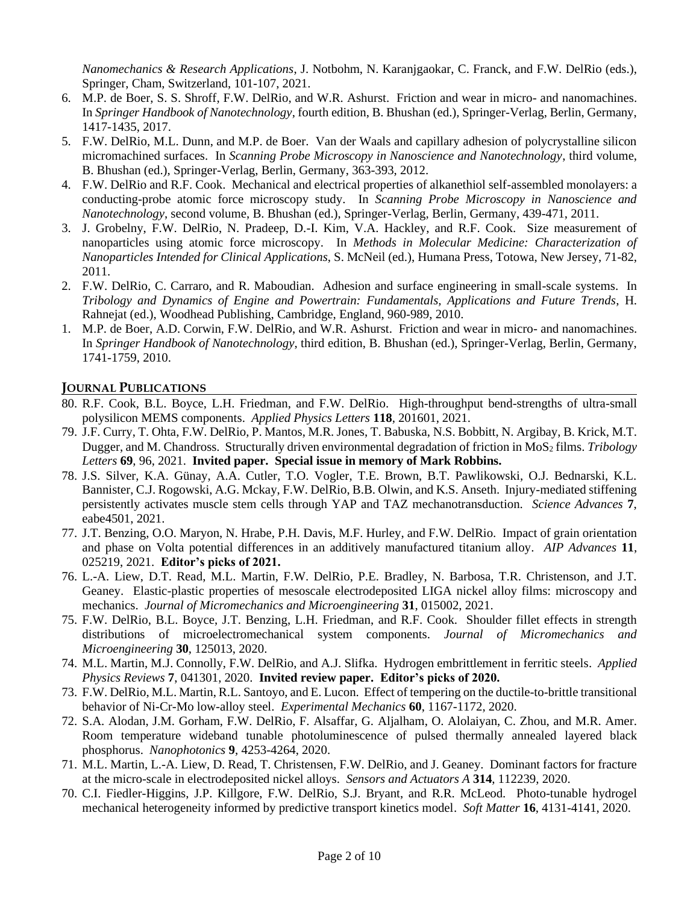*Nanomechanics & Research Applications*, J. Notbohm, N. Karanjgaokar, C. Franck, and F.W. DelRio (eds.), Springer, Cham, Switzerland, 101-107, 2021.

6. M.P. de Boer, S. S. Shroff, F.W. DelRio, and W.R. Ashurst. Friction and wear in micro- and nanomachines. In *Springer Handbook of Nanotechnology*, fourth edition, B. Bhushan (ed.), Springer-Verlag, Berlin, Germany, 1417-1435, 2017.
5. F.W. DelRio, M.L. Dunn, and M.P. de Boer. Van der Waals and capillary adhesion of polycrystalline silicon micromachined surfaces. In *Scanning Probe Microscopy in Nanoscience and Nanotechnology*, third volume, B. Bhushan (ed.), Springer-Verlag, Berlin, Germany, 363-393, 2012.
4. F.W. DelRio and R.F. Cook. Mechanical and electrical properties of alkanethiol self-assembled monolayers: a conducting-probe atomic force microscopy study. In *Scanning Probe Microscopy in Nanoscience and Nanotechnology*, second volume, B. Bhushan (ed.), Springer-Verlag, Berlin, Germany, 439-471, 2011.
3. J. Grobelny, F.W. DelRio, N. Pradeep, D.-I. Kim, V.A. Hackley, and R.F. Cook. Size measurement of nanoparticles using atomic force microscopy. In *Methods in Molecular Medicine: Characterization of Nanoparticles Intended for Clinical Applications*, S. McNeil (ed.), Humana Press, Totowa, New Jersey, 71-82, 2011.
2. F.W. DelRio, C. Carraro, and R. Maboudian. Adhesion and surface engineering in small-scale systems. In *Tribology and Dynamics of Engine and Powertrain: Fundamentals, Applications and Future Trends*, H. Rahnejat (ed.), Woodhead Publishing, Cambridge, England, 960-989, 2010.
1. M.P. de Boer, A.D. Corwin, F.W. DelRio, and W.R. Ashurst. Friction and wear in micro- and nanomachines. In *Springer Handbook of Nanotechnology*, third edition, B. Bhushan (ed.), Springer-Verlag, Berlin, Germany, 1741-1759, 2010.

## JOURNAL PUBLICATIONS

80. R.F. Cook, B.L. Boyce, L.H. Friedman, and F.W. DelRio. High-throughput bend-strengths of ultra-small polysilicon MEMS components. *Applied Physics Letters* **118**, 201601, 2021.
79. J.F. Curry, T. Ohta, F.W. DelRio, P. Mantos, M.R. Jones, T. Babuska, N.S. Bobbitt, N. Argibay, B. Krick, M.T. Dugger, and M. Chandross. Structurally driven environmental degradation of friction in $MoS_2$ films. *Tribology Letters* **69**, 96, 2021. **Invited paper. Special issue in memory of Mark Robbins.**
78. J.S. Silver, K.A. Günay, A.A. Cutler, T.O. Vogler, T.E. Brown, B.T. Pawlikowski, O.J. Bednarski, K.L. Bannister, C.J. Rogowski, A.G. Mckay, F.W. DelRio, B.B. Olwin, and K.S. Anseth. Injury-mediated stiffening persistently activates muscle stem cells through YAP and TAZ mechanotransduction. *Science Advances* **7**, eabe4501, 2021.
77. J.T. Benzing, O.O. Maryon, N. Hrabe, P.H. Davis, M.F. Hurley, and F.W. DelRio. Impact of grain orientation and phase on Volta potential differences in an additively manufactured titanium alloy. *AIP Advances* **11**, 025219, 2021. **Editor's picks of 2021.**
76. L.-A. Liew, D.T. Read, M.L. Martin, F.W. DelRio, P.E. Bradley, N. Barbosa, T.R. Christenson, and J.T. Geaney. Elastic-plastic properties of mesoscale electrodeposited LIGA nickel alloy films: microscopy and mechanics. *Journal of Micromechanics and Microengineering* **31**, 015002, 2021.
75. F.W. DelRio, B.L. Boyce, J.T. Benzing, L.H. Friedman, and R.F. Cook. Shoulder fillet effects in strength distributions of microelectromechanical system components. *Journal of Micromechanics and Microengineering* **30**, 125013, 2020.
74. M.L. Martin, M.J. Connolly, F.W. DelRio, and A.J. Slifka. Hydrogen embrittlement in ferritic steels. *Applied Physics Reviews* **7**, 041301, 2020. **Invited review paper. Editor's picks of 2020.**
73. F.W. DelRio, M.L. Martin, R.L. Santoyo, and E. Lucon. Effect of tempering on the ductile-to-brittle transitional behavior of Ni-Cr-Mo low-alloy steel. *Experimental Mechanics* **60**, 1167-1172, 2020.
72. S.A. Alodan, J.M. Gorham, F.W. DelRio, F. Alsaffar, G. Aljalham, O. Alolaiyan, C. Zhou, and M.R. Amer. Room temperature wideband tunable photoluminescence of pulsed thermally annealed layered black phosphorus. *Nanophotonics* **9**, 4253-4264, 2020.
71. M.L. Martin, L.-A. Liew, D. Read, T. Christensen, F.W. DelRio, and J. Geaney. Dominant factors for fracture at the micro-scale in electrodeposited nickel alloys. *Sensors and Actuators A* **314**, 112239, 2020.
70. C.I. Fiedler-Higgins, J.P. Killgore, F.W. DelRio, S.J. Bryant, and R.R. McLeod. Photo-tunable hydrogel mechanical heterogeneity informed by predictive transport kinetics model. *Soft Matter* **16**, 4131-4141, 2020.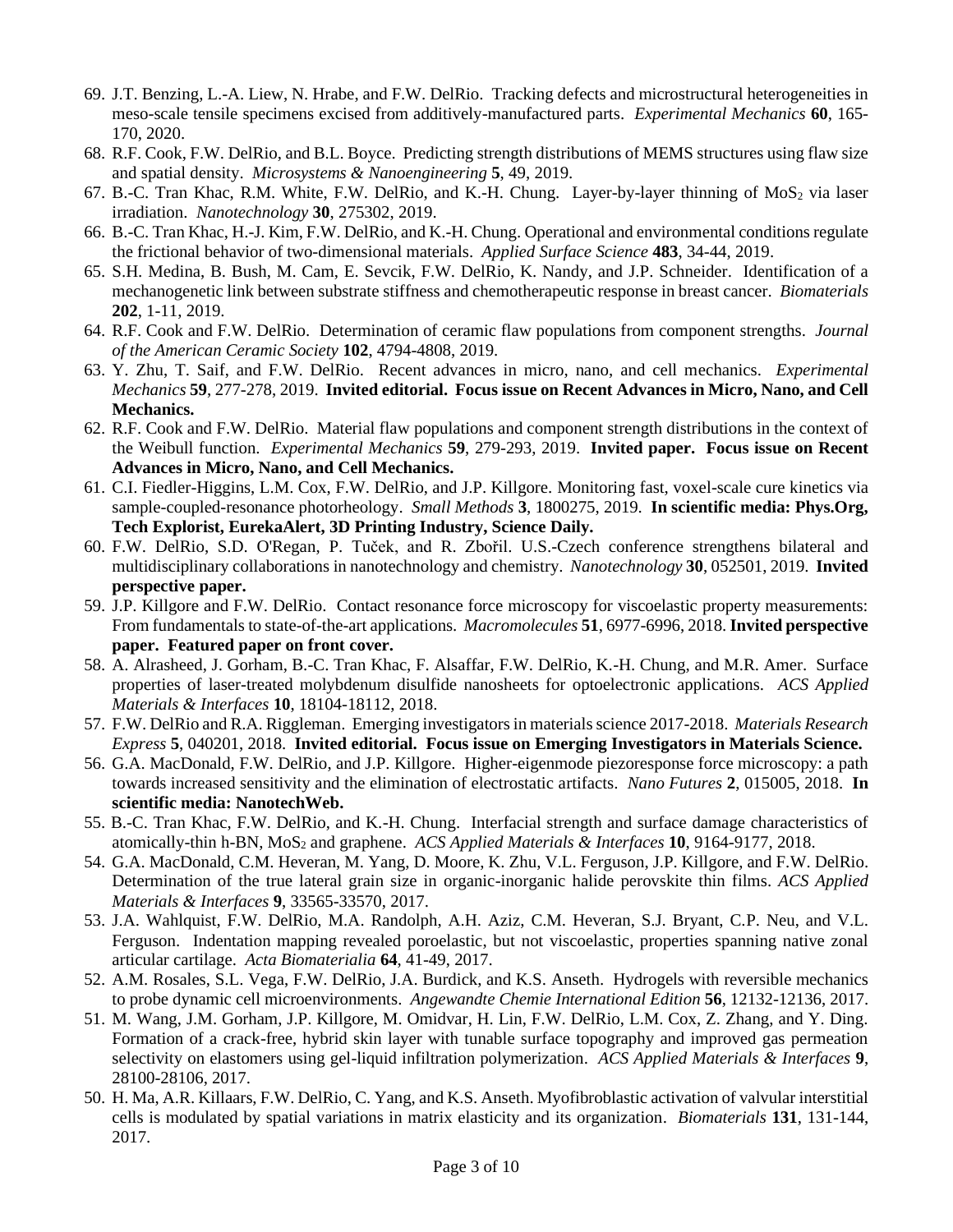69. J.T. Benzing, L.-A. Liew, N. Hrabe, and F.W. DelRio. Tracking defects and microstructural heterogeneities in meso-scale tensile specimens excised from additively-manufactured parts. *Experimental Mechanics* **60**, 165-170, 2020.
68. R.F. Cook, F.W. DelRio, and B.L. Boyce. Predicting strength distributions of MEMS structures using flaw size and spatial density. *Microsystems & Nanoengineering* **5**, 49, 2019.
67. B.-C. Tran Khac, R.M. White, F.W. DelRio, and K.-H. Chung. Layer-by-layer thinning of $MoS_2$ via laser irradiation. *Nanotechnology* **30**, 275302, 2019.
66. B.-C. Tran Khac, H.-J. Kim, F.W. DelRio, and K.-H. Chung. Operational and environmental conditions regulate the frictional behavior of two-dimensional materials. *Applied Surface Science* **483**, 34-44, 2019.
65. S.H. Medina, B. Bush, M. Cam, E. Sevcik, F.W. DelRio, K. Nandy, and J.P. Schneider. Identification of a mechanogenetic link between substrate stiffness and chemotherapeutic response in breast cancer. *Biomaterials* **202**, 1-11, 2019.
64. R.F. Cook and F.W. DelRio. Determination of ceramic flaw populations from component strengths. *Journal of the American Ceramic Society* **102**, 4794-4808, 2019.
63. Y. Zhu, T. Saif, and F.W. DelRio. Recent advances in micro, nano, and cell mechanics. *Experimental Mechanics* **59**, 277-278, 2019. **Invited editorial. Focus issue on Recent Advances in Micro, Nano, and Cell Mechanics.**
62. R.F. Cook and F.W. DelRio. Material flaw populations and component strength distributions in the context of the Weibull function. *Experimental Mechanics* **59**, 279-293, 2019. **Invited paper. Focus issue on Recent Advances in Micro, Nano, and Cell Mechanics.**
61. C.I. Fiedler-Higgins, L.M. Cox, F.W. DelRio, and J.P. Killgore. Monitoring fast, voxel-scale cure kinetics via sample-coupled-resonance photorheology. *Small Methods* **3**, 1800275, 2019. **In scientific media: Phys.Org, Tech Explorist, EurekaAlert, 3D Printing Industry, Science Daily.**
60. F.W. DelRio, S.D. O'Regan, P. Tuček, and R. Zbořil. U.S.-Czech conference strengthens bilateral and multidisciplinary collaborations in nanotechnology and chemistry. *Nanotechnology* **30**, 052501, 2019. **Invited perspective paper.**
59. J.P. Killgore and F.W. DelRio. Contact resonance force microscopy for viscoelastic property measurements: From fundamentals to state-of-the-art applications. *Macromolecules* **51**, 6977-6996, 2018. **Invited perspective paper. Featured paper on front cover.**
58. A. Alrasheed, J. Gorham, B.-C. Tran Khac, F. Alsaffar, F.W. DelRio, K.-H. Chung, and M.R. Amer. Surface properties of laser-treated molybdenum disulfide nanosheets for optoelectronic applications. *ACS Applied Materials & Interfaces* **10**, 18104-18112, 2018.
57. F.W. DelRio and R.A. Riggleman. Emerging investigators in materials science 2017-2018. *Materials Research Express* **5**, 040201, 2018. **Invited editorial. Focus issue on Emerging Investigators in Materials Science.**
56. G.A. MacDonald, F.W. DelRio, and J.P. Killgore. Higher-eigenmode piezoresponse force microscopy: a path towards increased sensitivity and the elimination of electrostatic artifacts. *Nano Futures* **2**, 015005, 2018. **In scientific media: NanotechWeb.**
55. B.-C. Tran Khac, F.W. DelRio, and K.-H. Chung. Interfacial strength and surface damage characteristics of atomically-thin h-BN, $MoS_2$ and graphene. *ACS Applied Materials & Interfaces* **10**, 9164-9177, 2018.
54. G.A. MacDonald, C.M. Heveran, M. Yang, D. Moore, K. Zhu, V.L. Ferguson, J.P. Killgore, and F.W. DelRio. Determination of the true lateral grain size in organic-inorganic halide perovskite thin films. *ACS Applied Materials & Interfaces* **9**, 33565-33570, 2017.
53. J.A. Wahlquist, F.W. DelRio, M.A. Randolph, A.H. Aziz, C.M. Heveran, S.J. Bryant, C.P. Neu, and V.L. Ferguson. Indentation mapping revealed poroelastic, but not viscoelastic, properties spanning native zonal articular cartilage. *Acta Biomaterialia* **64**, 41-49, 2017.
52. A.M. Rosales, S.L. Vega, F.W. DelRio, J.A. Burdick, and K.S. Anseth. Hydrogels with reversible mechanics to probe dynamic cell microenvironments. *Angewandte Chemie International Edition* **56**, 12132-12136, 2017.
51. M. Wang, J.M. Gorham, J.P. Killgore, M. Omidvar, H. Lin, F.W. DelRio, L.M. Cox, Z. Zhang, and Y. Ding. Formation of a crack-free, hybrid skin layer with tunable surface topography and improved gas permeation selectivity on elastomers using gel-liquid infiltration polymerization. *ACS Applied Materials & Interfaces* **9**, 28100-28106, 2017.
50. H. Ma, A.R. Killaars, F.W. DelRio, C. Yang, and K.S. Anseth. Myofibroblastic activation of valvular interstitial cells is modulated by spatial variations in matrix elasticity and its organization. *Biomaterials* **131**, 131-144, 2017.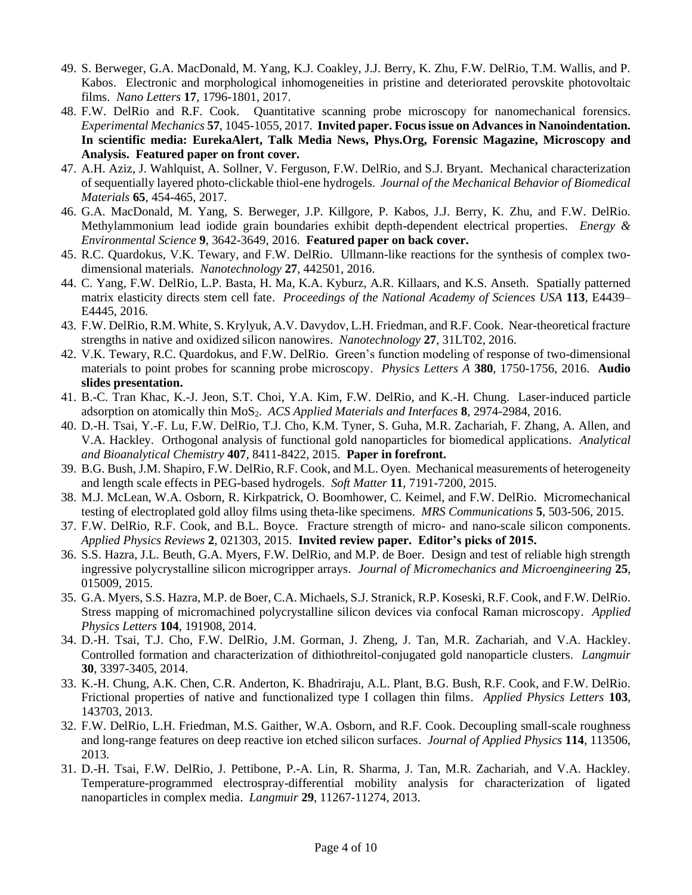49. S. Berweger, G.A. MacDonald, M. Yang, K.J. Coakley, J.J. Berry, K. Zhu, F.W. DelRio, T.M. Wallis, and P. Kabos. Electronic and morphological inhomogeneities in pristine and deteriorated perovskite photovoltaic films. *Nano Letters* **17**, 1796-1801, 2017.
48. F.W. DelRio and R.F. Cook. Quantitative scanning probe microscopy for nanomechanical forensics. *Experimental Mechanics* **57**, 1045-1055, 2017. **Invited paper. Focus issue on Advances in Nanoindentation. In scientific media: EurekaAlert, Talk Media News, Phys.Org, Forensic Magazine, Microscopy and Analysis. Featured paper on front cover.**
47. A.H. Aziz, J. Wahlquist, A. Sollner, V. Ferguson, F.W. DelRio, and S.J. Bryant. Mechanical characterization of sequentially layered photo-clickable thiol-ene hydrogels. *Journal of the Mechanical Behavior of Biomedical Materials* **65**, 454-465, 2017.
46. G.A. MacDonald, M. Yang, S. Berweger, J.P. Killgore, P. Kabos, J.J. Berry, K. Zhu, and F.W. DelRio. Methylammonium lead iodide grain boundaries exhibit depth-dependent electrical properties. *Energy & Environmental Science* **9**, 3642-3649, 2016. **Featured paper on back cover.**
45. R.C. Quardokus, V.K. Tewary, and F.W. DelRio. Ullmann-like reactions for the synthesis of complex two-dimensional materials. *Nanotechnology* **27**, 442501, 2016.
44. C. Yang, F.W. DelRio, L.P. Basta, H. Ma, K.A. Kyburz, A.R. Killaars, and K.S. Anseth. Spatially patterned matrix elasticity directs stem cell fate. *Proceedings of the National Academy of Sciences USA* **113**, E4439–E4445, 2016.
43. F.W. DelRio, R.M. White, S. Krylyuk, A.V. Davydov, L.H. Friedman, and R.F. Cook. Near-theoretical fracture strengths in native and oxidized silicon nanowires. *Nanotechnology* **27**, 31LT02, 2016.
42. V.K. Tewary, R.C. Quardokus, and F.W. DelRio. Green's function modeling of response of two-dimensional materials to point probes for scanning probe microscopy. *Physics Letters A* **380**, 1750-1756, 2016. **Audio slides presentation.**
41. B.-C. Tran Khac, K.-J. Jeon, S.T. Choi, Y.A. Kim, F.W. DelRio, and K.-H. Chung. Laser-induced particle adsorption on atomically thin $MoS_2$. *ACS Applied Materials and Interfaces* **8**, 2974-2984, 2016.
40. D.-H. Tsai, Y.-F. Lu, F.W. DelRio, T.J. Cho, K.M. Tyner, S. Guha, M.R. Zachariah, F. Zhang, A. Allen, and V.A. Hackley. Orthogonal analysis of functional gold nanoparticles for biomedical applications. *Analytical and Bioanalytical Chemistry* **407**, 8411-8422, 2015. **Paper in forefront.**
39. B.G. Bush, J.M. Shapiro, F.W. DelRio, R.F. Cook, and M.L. Oyen. Mechanical measurements of heterogeneity and length scale effects in PEG-based hydrogels. *Soft Matter* **11**, 7191-7200, 2015.
38. M.J. McLean, W.A. Osborn, R. Kirkpatrick, O. Boomhower, C. Keimel, and F.W. DelRio. Micromechanical testing of electroplated gold alloy films using theta-like specimens. *MRS Communications* **5**, 503-506, 2015.
37. F.W. DelRio, R.F. Cook, and B.L. Boyce. Fracture strength of micro- and nano-scale silicon components. *Applied Physics Reviews* **2**, 021303, 2015. **Invited review paper. Editor's picks of 2015.**
36. S.S. Hazra, J.L. Beuth, G.A. Myers, F.W. DelRio, and M.P. de Boer. Design and test of reliable high strength ingressive polycrystalline silicon microgripper arrays. *Journal of Micromechanics and Microengineering* **25**, 015009, 2015.
35. G.A. Myers, S.S. Hazra, M.P. de Boer, C.A. Michaels, S.J. Stranick, R.P. Koseski, R.F. Cook, and F.W. DelRio. Stress mapping of micromachined polycrystalline silicon devices via confocal Raman microscopy. *Applied Physics Letters* **104**, 191908, 2014.
34. D.-H. Tsai, T.J. Cho, F.W. DelRio, J.M. Gorman, J. Zheng, J. Tan, M.R. Zachariah, and V.A. Hackley. Controlled formation and characterization of dithiothreitol-conjugated gold nanoparticle clusters. *Langmuir* **30**, 3397-3405, 2014.
33. K.-H. Chung, A.K. Chen, C.R. Anderton, K. Bhadriraju, A.L. Plant, B.G. Bush, R.F. Cook, and F.W. DelRio. Frictional properties of native and functionalized type I collagen thin films. *Applied Physics Letters* **103**, 143703, 2013.
32. F.W. DelRio, L.H. Friedman, M.S. Gaither, W.A. Osborn, and R.F. Cook. Decoupling small-scale roughness and long-range features on deep reactive ion etched silicon surfaces. *Journal of Applied Physics* **114**, 113506, 2013.
31. D.-H. Tsai, F.W. DelRio, J. Pettibone, P.-A. Lin, R. Sharma, J. Tan, M.R. Zachariah, and V.A. Hackley. Temperature-programmed electrospray-differential mobility analysis for characterization of ligated nanoparticles in complex media. *Langmuir* **29**, 11267-11274, 2013.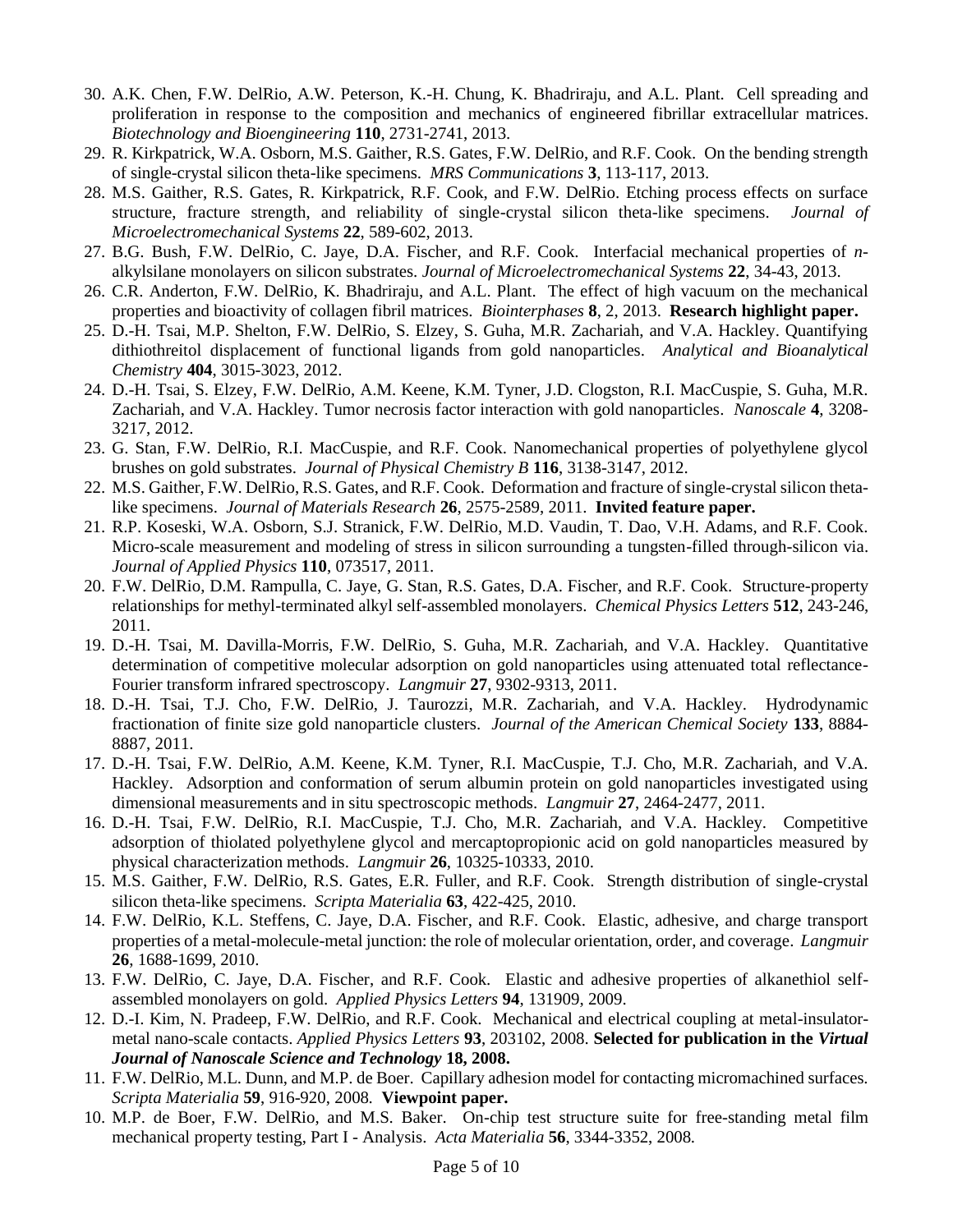30. A.K. Chen, F.W. DelRio, A.W. Peterson, K.-H. Chung, K. Bhadriraju, and A.L. Plant. Cell spreading and proliferation in response to the composition and mechanics of engineered fibrillar extracellular matrices. *Biotechnology and Bioengineering* **110**, 2731-2741, 2013.
29. R. Kirkpatrick, W.A. Osborn, M.S. Gaither, R.S. Gates, F.W. DelRio, and R.F. Cook. On the bending strength of single-crystal silicon theta-like specimens. *MRS Communications* **3**, 113-117, 2013.
28. M.S. Gaither, R.S. Gates, R. Kirkpatrick, R.F. Cook, and F.W. DelRio. Etching process effects on surface structure, fracture strength, and reliability of single-crystal silicon theta-like specimens. *Journal of Microelectromechanical Systems* **22**, 589-602, 2013.
27. B.G. Bush, F.W. DelRio, C. Jaye, D.A. Fischer, and R.F. Cook. Interfacial mechanical properties of *n*-alkylsilane monolayers on silicon substrates. *Journal of Microelectromechanical Systems* **22**, 34-43, 2013.
26. C.R. Anderton, F.W. DelRio, K. Bhadriraju, and A.L. Plant. The effect of high vacuum on the mechanical properties and bioactivity of collagen fibril matrices. *Biointerphases* **8**, 2, 2013. **Research highlight paper.**
25. D.-H. Tsai, M.P. Shelton, F.W. DelRio, S. Elzey, S. Guha, M.R. Zachariah, and V.A. Hackley. Quantifying dithiothreitol displacement of functional ligands from gold nanoparticles. *Analytical and Bioanalytical Chemistry* **404**, 3015-3023, 2012.
24. D.-H. Tsai, S. Elzey, F.W. DelRio, A.M. Keene, K.M. Tyner, J.D. Clogston, R.I. MacCuspie, S. Guha, M.R. Zachariah, and V.A. Hackley. Tumor necrosis factor interaction with gold nanoparticles. *Nanoscale* **4**, 3208-3217, 2012.
23. G. Stan, F.W. DelRio, R.I. MacCuspie, and R.F. Cook. Nanomechanical properties of polyethylene glycol brushes on gold substrates. *Journal of Physical Chemistry B* **116**, 3138-3147, 2012.
22. M.S. Gaither, F.W. DelRio, R.S. Gates, and R.F. Cook. Deformation and fracture of single-crystal silicon theta-like specimens. *Journal of Materials Research* **26**, 2575-2589, 2011. **Invited feature paper.**
21. R.P. Koseski, W.A. Osborn, S.J. Stranick, F.W. DelRio, M.D. Vaudin, T. Dao, V.H. Adams, and R.F. Cook. Micro-scale measurement and modeling of stress in silicon surrounding a tungsten-filled through-silicon via. *Journal of Applied Physics* **110**, 073517, 2011.
20. F.W. DelRio, D.M. Rampulla, C. Jaye, G. Stan, R.S. Gates, D.A. Fischer, and R.F. Cook. Structure-property relationships for methyl-terminated alkyl self-assembled monolayers. *Chemical Physics Letters* **512**, 243-246, 2011.
19. D.-H. Tsai, M. Davilla-Morris, F.W. DelRio, S. Guha, M.R. Zachariah, and V.A. Hackley. Quantitative determination of competitive molecular adsorption on gold nanoparticles using attenuated total reflectance-Fourier transform infrared spectroscopy. *Langmuir* **27**, 9302-9313, 2011.
18. D.-H. Tsai, T.J. Cho, F.W. DelRio, J. Taurozzi, M.R. Zachariah, and V.A. Hackley. Hydrodynamic fractionation of finite size gold nanoparticle clusters. *Journal of the American Chemical Society* **133**, 8884-8887, 2011.
17. D.-H. Tsai, F.W. DelRio, A.M. Keene, K.M. Tyner, R.I. MacCuspie, T.J. Cho, M.R. Zachariah, and V.A. Hackley. Adsorption and conformation of serum albumin protein on gold nanoparticles investigated using dimensional measurements and in situ spectroscopic methods. *Langmuir* **27**, 2464-2477, 2011.
16. D.-H. Tsai, F.W. DelRio, R.I. MacCuspie, T.J. Cho, M.R. Zachariah, and V.A. Hackley. Competitive adsorption of thiolated polyethylene glycol and mercaptopropionic acid on gold nanoparticles measured by physical characterization methods. *Langmuir* **26**, 10325-10333, 2010.
15. M.S. Gaither, F.W. DelRio, R.S. Gates, E.R. Fuller, and R.F. Cook. Strength distribution of single-crystal silicon theta-like specimens. *Scripta Materialia* **63**, 422-425, 2010.
14. F.W. DelRio, K.L. Steffens, C. Jaye, D.A. Fischer, and R.F. Cook. Elastic, adhesive, and charge transport properties of a metal-molecule-metal junction: the role of molecular orientation, order, and coverage. *Langmuir* **26**, 1688-1699, 2010.
13. F.W. DelRio, C. Jaye, D.A. Fischer, and R.F. Cook. Elastic and adhesive properties of alkanethiol self-assembled monolayers on gold. *Applied Physics Letters* **94**, 131909, 2009.
12. D.-I. Kim, N. Pradeep, F.W. DelRio, and R.F. Cook. Mechanical and electrical coupling at metal-insulator-metal nano-scale contacts. *Applied Physics Letters* **93**, 203102, 2008. **Selected for publication in the *Virtual Journal of Nanoscale Science and Technology* 18, 2008.**
11. F.W. DelRio, M.L. Dunn, and M.P. de Boer. Capillary adhesion model for contacting micromachined surfaces. *Scripta Materialia* **59**, 916-920, 2008. **Viewpoint paper.**
10. M.P. de Boer, F.W. DelRio, and M.S. Baker. On-chip test structure suite for free-standing metal film mechanical property testing, Part I - Analysis. *Acta Materialia* **56**, 3344-3352, 2008.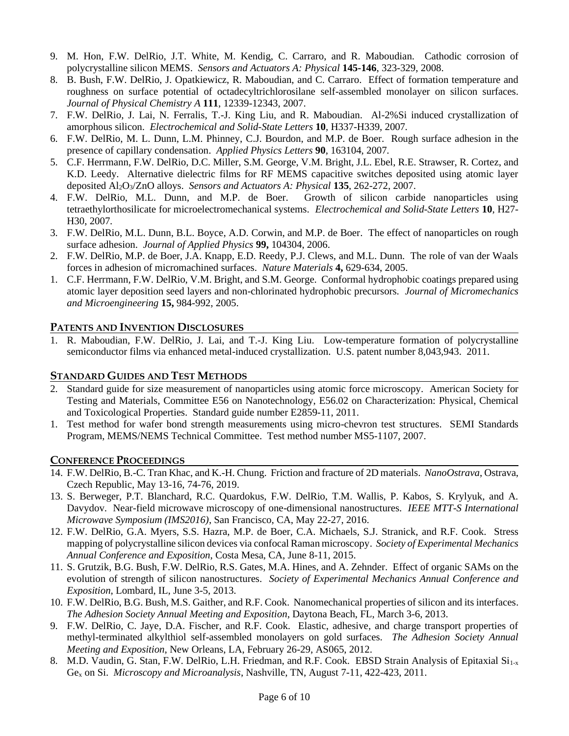9. M. Hon, F.W. DelRio, J.T. White, M. Kendig, C. Carraro, and R. Maboudian. Cathodic corrosion of polycrystalline silicon MEMS. *Sensors and Actuators A: Physical* **145-146**, 323-329, 2008.
8. B. Bush, F.W. DelRio, J. Opatkiewicz, R. Maboudian, and C. Carraro. Effect of formation temperature and roughness on surface potential of octadecyltrichlorosilane self-assembled monolayer on silicon surfaces. *Journal of Physical Chemistry A* **111**, 12339-12343, 2007.
7. F.W. DelRio, J. Lai, N. Ferralis, T.-J. King Liu, and R. Maboudian. Al-2%Si induced crystallization of amorphous silicon. *Electrochemical and Solid-State Letters* **10**, H337-H339, 2007.
6. F.W. DelRio, M. L. Dunn, L.M. Phinney, C.J. Bourdon, and M.P. de Boer. Rough surface adhesion in the presence of capillary condensation. *Applied Physics Letters* **90**, 163104, 2007.
5. C.F. Herrmann, F.W. DelRio, D.C. Miller, S.M. George, V.M. Bright, J.L. Ebel, R.E. Strawser, R. Cortez, and K.D. Leedy. Alternative dielectric films for RF MEMS capacitive switches deposited using atomic layer deposited $Al_2O_3$/ZnO alloys. *Sensors and Actuators A: Physical* **135**, 262-272, 2007.
4. F.W. DelRio, M.L. Dunn, and M.P. de Boer. Growth of silicon carbide nanoparticles using tetraethylorthosilicate for microelectromechanical systems. *Electrochemical and Solid-State Letters* **10**, H27-H30, 2007.
3. F.W. DelRio, M.L. Dunn, B.L. Boyce, A.D. Corwin, and M.P. de Boer. The effect of nanoparticles on rough surface adhesion. *Journal of Applied Physics* **99,** 104304, 2006.
2. F.W. DelRio, M.P. de Boer, J.A. Knapp, E.D. Reedy, P.J. Clews, and M.L. Dunn. The role of van der Waals forces in adhesion of micromachined surfaces. *Nature Materials* **4,** 629-634, 2005.
1. C.F. Herrmann, F.W. DelRio, V.M. Bright, and S.M. George. Conformal hydrophobic coatings prepared using atomic layer deposition seed layers and non-chlorinated hydrophobic precursors. *Journal of Micromechanics and Microengineering* **15,** 984-992, 2005.

## Patents and Invention Disclosures

1. R. Maboudian, F.W. DelRio, J. Lai, and T.-J. King Liu. Low-temperature formation of polycrystalline semiconductor films via enhanced metal-induced crystallization. U.S. patent number 8,043,943. 2011.

## Standard Guides and Test Methods

2. Standard guide for size measurement of nanoparticles using atomic force microscopy. American Society for Testing and Materials, Committee E56 on Nanotechnology, E56.02 on Characterization: Physical, Chemical and Toxicological Properties. Standard guide number E2859-11, 2011.
1. Test method for wafer bond strength measurements using micro-chevron test structures. SEMI Standards Program, MEMS/NEMS Technical Committee. Test method number MS5-1107, 2007.

## Conference Proceedings

14. F.W. DelRio, B.-C. Tran Khac, and K.-H. Chung. Friction and fracture of 2D materials. *NanoOstrava*, Ostrava, Czech Republic, May 13-16, 74-76, 2019.
13. S. Berweger, P.T. Blanchard, R.C. Quardokus, F.W. DelRio, T.M. Wallis, P. Kabos, S. Krylyuk, and A. Davydov. Near-field microwave microscopy of one-dimensional nanostructures. *IEEE MTT-S International Microwave Symposium (IMS2016)*, San Francisco, CA, May 22-27, 2016.
12. F.W. DelRio, G.A. Myers, S.S. Hazra, M.P. de Boer, C.A. Michaels, S.J. Stranick, and R.F. Cook. Stress mapping of polycrystalline silicon devices via confocal Raman microscopy. *Society of Experimental Mechanics Annual Conference and Exposition*, Costa Mesa, CA, June 8-11, 2015.
11. S. Grutzik, B.G. Bush, F.W. DelRio, R.S. Gates, M.A. Hines, and A. Zehnder. Effect of organic SAMs on the evolution of strength of silicon nanostructures. *Society of Experimental Mechanics Annual Conference and Exposition*, Lombard, IL, June 3-5, 2013.
10. F.W. DelRio, B.G. Bush, M.S. Gaither, and R.F. Cook. Nanomechanical properties of silicon and its interfaces. *The Adhesion Society Annual Meeting and Exposition*, Daytona Beach, FL, March 3-6, 2013.
9. F.W. DelRio, C. Jaye, D.A. Fischer, and R.F. Cook. Elastic, adhesive, and charge transport properties of methyl-terminated alkylthiol self-assembled monolayers on gold surfaces. *The Adhesion Society Annual Meeting and Exposition*, New Orleans, LA, February 26-29, AS065, 2012.
8. M.D. Vaudin, G. Stan, F.W. DelRio, L.H. Friedman, and R.F. Cook. EBSD Strain Analysis of Epitaxial $Si_{1-x}Ge_x$ on Si. *Microscopy and Microanalysis*, Nashville, TN, August 7-11, 422-423, 2011.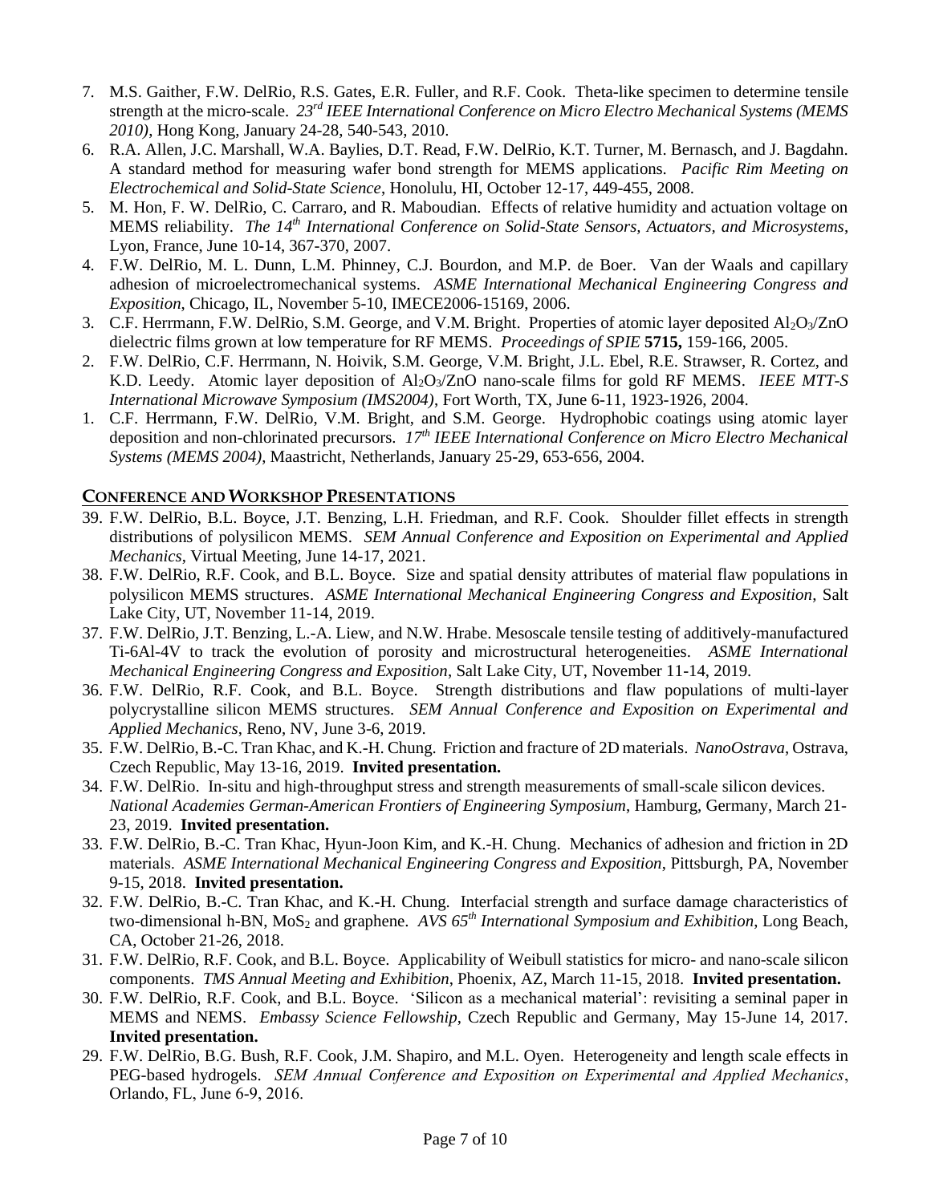7. M.S. Gaither, F.W. DelRio, R.S. Gates, E.R. Fuller, and R.F. Cook. Theta-like specimen to determine tensile strength at the micro-scale. *23rd IEEE International Conference on Micro Electro Mechanical Systems (MEMS 2010)*, Hong Kong, January 24-28, 540-543, 2010.
6. R.A. Allen, J.C. Marshall, W.A. Baylies, D.T. Read, F.W. DelRio, K.T. Turner, M. Bernasch, and J. Bagdahn. A standard method for measuring wafer bond strength for MEMS applications. *Pacific Rim Meeting on Electrochemical and Solid-State Science*, Honolulu, HI, October 12-17, 449-455, 2008.
5. M. Hon, F. W. DelRio, C. Carraro, and R. Maboudian. Effects of relative humidity and actuation voltage on MEMS reliability. *The 14th International Conference on Solid-State Sensors, Actuators, and Microsystems*, Lyon, France, June 10-14, 367-370, 2007.
4. F.W. DelRio, M. L. Dunn, L.M. Phinney, C.J. Bourdon, and M.P. de Boer. Van der Waals and capillary adhesion of microelectromechanical systems. *ASME International Mechanical Engineering Congress and Exposition*, Chicago, IL, November 5-10, IMECE2006-15169, 2006.
3. C.F. Herrmann, F.W. DelRio, S.M. George, and V.M. Bright. Properties of atomic layer deposited $Al_2O_3$/ZnO dielectric films grown at low temperature for RF MEMS. *Proceedings of SPIE* **5715,** 159-166, 2005.
2. F.W. DelRio, C.F. Herrmann, N. Hoivik, S.M. George, V.M. Bright, J.L. Ebel, R.E. Strawser, R. Cortez, and K.D. Leedy. Atomic layer deposition of $Al_2O_3$/ZnO nano-scale films for gold RF MEMS. *IEEE MTT-S International Microwave Symposium (IMS2004)*, Fort Worth, TX, June 6-11, 1923-1926, 2004.
1. C.F. Herrmann, F.W. DelRio, V.M. Bright, and S.M. George. Hydrophobic coatings using atomic layer deposition and non-chlorinated precursors. *17th IEEE International Conference on Micro Electro Mechanical Systems (MEMS 2004)*, Maastricht, Netherlands, January 25-29, 653-656, 2004.

## Conference and Workshop Presentations

39. F.W. DelRio, B.L. Boyce, J.T. Benzing, L.H. Friedman, and R.F. Cook. Shoulder fillet effects in strength distributions of polysilicon MEMS. *SEM Annual Conference and Exposition on Experimental and Applied Mechanics*, Virtual Meeting, June 14-17, 2021.
38. F.W. DelRio, R.F. Cook, and B.L. Boyce. Size and spatial density attributes of material flaw populations in polysilicon MEMS structures. *ASME International Mechanical Engineering Congress and Exposition*, Salt Lake City, UT, November 11-14, 2019.
37. F.W. DelRio, J.T. Benzing, L.-A. Liew, and N.W. Hrabe. Mesoscale tensile testing of additively-manufactured Ti-6Al-4V to track the evolution of porosity and microstructural heterogeneities. *ASME International Mechanical Engineering Congress and Exposition*, Salt Lake City, UT, November 11-14, 2019.
36. F.W. DelRio, R.F. Cook, and B.L. Boyce. Strength distributions and flaw populations of multi-layer polycrystalline silicon MEMS structures. *SEM Annual Conference and Exposition on Experimental and Applied Mechanics*, Reno, NV, June 3-6, 2019.
35. F.W. DelRio, B.-C. Tran Khac, and K.-H. Chung. Friction and fracture of 2D materials. *NanoOstrava*, Ostrava, Czech Republic, May 13-16, 2019. **Invited presentation.**
34. F.W. DelRio. In-situ and high-throughput stress and strength measurements of small-scale silicon devices. *National Academies German-American Frontiers of Engineering Symposium*, Hamburg, Germany, March 21-23, 2019. **Invited presentation.**
33. F.W. DelRio, B.-C. Tran Khac, Hyun-Joon Kim, and K.-H. Chung. Mechanics of adhesion and friction in 2D materials. *ASME International Mechanical Engineering Congress and Exposition*, Pittsburgh, PA, November 9-15, 2018. **Invited presentation.**
32. F.W. DelRio, B.-C. Tran Khac, and K.-H. Chung. Interfacial strength and surface damage characteristics of two-dimensional h-BN, $MoS_2$ and graphene. *AVS 65th International Symposium and Exhibition*, Long Beach, CA, October 21-26, 2018.
31. F.W. DelRio, R.F. Cook, and B.L. Boyce. Applicability of Weibull statistics for micro- and nano-scale silicon components. *TMS Annual Meeting and Exhibition*, Phoenix, AZ, March 11-15, 2018. **Invited presentation.**
30. F.W. DelRio, R.F. Cook, and B.L. Boyce. 'Silicon as a mechanical material': revisiting a seminal paper in MEMS and NEMS. *Embassy Science Fellowship*, Czech Republic and Germany, May 15-June 14, 2017. **Invited presentation.**
29. F.W. DelRio, B.G. Bush, R.F. Cook, J.M. Shapiro, and M.L. Oyen. Heterogeneity and length scale effects in PEG-based hydrogels. *SEM Annual Conference and Exposition on Experimental and Applied Mechanics*, Orlando, FL, June 6-9, 2016.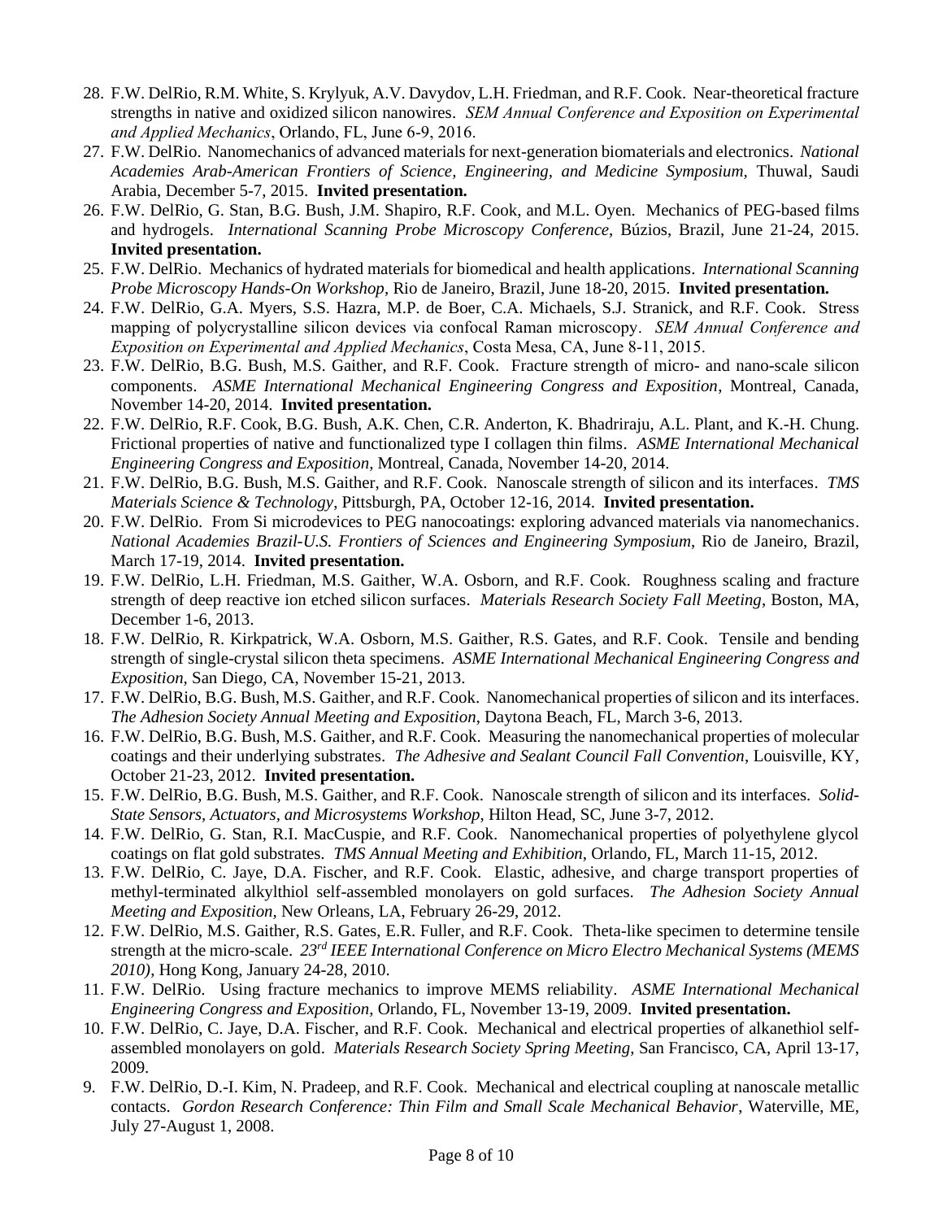28. F.W. DelRio, R.M. White, S. Krylyuk, A.V. Davydov, L.H. Friedman, and R.F. Cook. Near-theoretical fracture strengths in native and oxidized silicon nanowires. *SEM Annual Conference and Exposition on Experimental and Applied Mechanics*, Orlando, FL, June 6-9, 2016.
27. F.W. DelRio. Nanomechanics of advanced materials for next-generation biomaterials and electronics. *National Academies Arab-American Frontiers of Science, Engineering, and Medicine Symposium,* Thuwal, Saudi Arabia, December 5-7, 2015. **Invited presentation.**
26. F.W. DelRio, G. Stan, B.G. Bush, J.M. Shapiro, R.F. Cook, and M.L. Oyen. Mechanics of PEG-based films and hydrogels. *International Scanning Probe Microscopy Conference*, Búzios, Brazil, June 21-24, 2015. **Invited presentation.**
25. F.W. DelRio. Mechanics of hydrated materials for biomedical and health applications. *International Scanning Probe Microscopy Hands-On Workshop*, Rio de Janeiro, Brazil, June 18-20, 2015. **Invited presentation.**
24. F.W. DelRio, G.A. Myers, S.S. Hazra, M.P. de Boer, C.A. Michaels, S.J. Stranick, and R.F. Cook. Stress mapping of polycrystalline silicon devices via confocal Raman microscopy. *SEM Annual Conference and Exposition on Experimental and Applied Mechanics*, Costa Mesa, CA, June 8-11, 2015.
23. F.W. DelRio, B.G. Bush, M.S. Gaither, and R.F. Cook. Fracture strength of micro- and nano-scale silicon components. *ASME International Mechanical Engineering Congress and Exposition*, Montreal, Canada, November 14-20, 2014. **Invited presentation.**
22. F.W. DelRio, R.F. Cook, B.G. Bush, A.K. Chen, C.R. Anderton, K. Bhadriraju, A.L. Plant, and K.-H. Chung. Frictional properties of native and functionalized type I collagen thin films. *ASME International Mechanical Engineering Congress and Exposition,* Montreal, Canada, November 14-20, 2014.
21. F.W. DelRio, B.G. Bush, M.S. Gaither, and R.F. Cook. Nanoscale strength of silicon and its interfaces. *TMS Materials Science & Technology*, Pittsburgh, PA, October 12-16, 2014. **Invited presentation.**
20. F.W. DelRio. From Si microdevices to PEG nanocoatings: exploring advanced materials via nanomechanics. *National Academies Brazil-U.S. Frontiers of Sciences and Engineering Symposium*, Rio de Janeiro, Brazil, March 17-19, 2014. **Invited presentation.**
19. F.W. DelRio, L.H. Friedman, M.S. Gaither, W.A. Osborn, and R.F. Cook. Roughness scaling and fracture strength of deep reactive ion etched silicon surfaces. *Materials Research Society Fall Meeting*, Boston, MA, December 1-6, 2013.
18. F.W. DelRio, R. Kirkpatrick, W.A. Osborn, M.S. Gaither, R.S. Gates, and R.F. Cook. Tensile and bending strength of single-crystal silicon theta specimens. *ASME International Mechanical Engineering Congress and Exposition*, San Diego, CA, November 15-21, 2013.
17. F.W. DelRio, B.G. Bush, M.S. Gaither, and R.F. Cook. Nanomechanical properties of silicon and its interfaces. *The Adhesion Society Annual Meeting and Exposition*, Daytona Beach, FL, March 3-6, 2013.
16. F.W. DelRio, B.G. Bush, M.S. Gaither, and R.F. Cook. Measuring the nanomechanical properties of molecular coatings and their underlying substrates. *The Adhesive and Sealant Council Fall Convention*, Louisville, KY, October 21-23, 2012. **Invited presentation.**
15. F.W. DelRio, B.G. Bush, M.S. Gaither, and R.F. Cook. Nanoscale strength of silicon and its interfaces. *Solid-State Sensors, Actuators, and Microsystems Workshop*, Hilton Head, SC, June 3-7, 2012.
14. F.W. DelRio, G. Stan, R.I. MacCuspie, and R.F. Cook. Nanomechanical properties of polyethylene glycol coatings on flat gold substrates. *TMS Annual Meeting and Exhibition*, Orlando, FL, March 11-15, 2012.
13. F.W. DelRio, C. Jaye, D.A. Fischer, and R.F. Cook. Elastic, adhesive, and charge transport properties of methyl-terminated alkylthiol self-assembled monolayers on gold surfaces. *The Adhesion Society Annual Meeting and Exposition*, New Orleans, LA, February 26-29, 2012.
12. F.W. DelRio, M.S. Gaither, R.S. Gates, E.R. Fuller, and R.F. Cook. Theta-like specimen to determine tensile strength at the micro-scale. *23rd IEEE International Conference on Micro Electro Mechanical Systems (MEMS 2010)*, Hong Kong, January 24-28, 2010.
11. F.W. DelRio. Using fracture mechanics to improve MEMS reliability. *ASME International Mechanical Engineering Congress and Exposition*, Orlando, FL, November 13-19, 2009. **Invited presentation.**
10. F.W. DelRio, C. Jaye, D.A. Fischer, and R.F. Cook. Mechanical and electrical properties of alkanethiol self-assembled monolayers on gold. *Materials Research Society Spring Meeting*, San Francisco, CA, April 13-17, 2009.
9. F.W. DelRio, D.-I. Kim, N. Pradeep, and R.F. Cook. Mechanical and electrical coupling at nanoscale metallic contacts. *Gordon Research Conference: Thin Film and Small Scale Mechanical Behavior*, Waterville, ME, July 27-August 1, 2008.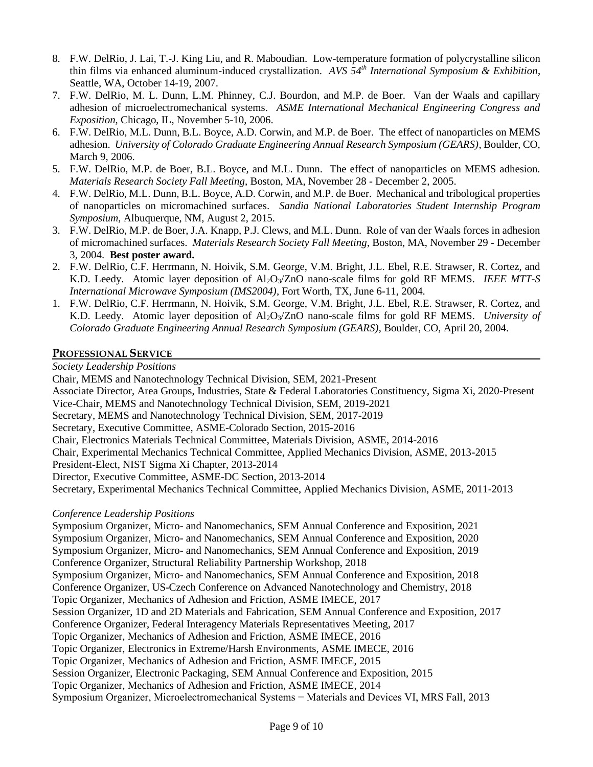8. F.W. DelRio, J. Lai, T.-J. King Liu, and R. Maboudian. Low-temperature formation of polycrystalline silicon thin films via enhanced aluminum-induced crystallization. *AVS 54th International Symposium & Exhibition*, Seattle, WA, October 14-19, 2007.
7. F.W. DelRio, M. L. Dunn, L.M. Phinney, C.J. Bourdon, and M.P. de Boer. Van der Waals and capillary adhesion of microelectromechanical systems. *ASME International Mechanical Engineering Congress and Exposition*, Chicago, IL, November 5-10, 2006.
6. F.W. DelRio, M.L. Dunn, B.L. Boyce, A.D. Corwin, and M.P. de Boer. The effect of nanoparticles on MEMS adhesion. *University of Colorado Graduate Engineering Annual Research Symposium (GEARS)*, Boulder, CO, March 9, 2006.
5. F.W. DelRio, M.P. de Boer, B.L. Boyce, and M.L. Dunn. The effect of nanoparticles on MEMS adhesion. *Materials Research Society Fall Meeting*, Boston, MA, November 28 - December 2, 2005.
4. F.W. DelRio, M.L. Dunn, B.L. Boyce, A.D. Corwin, and M.P. de Boer. Mechanical and tribological properties of nanoparticles on micromachined surfaces. *Sandia National Laboratories Student Internship Program Symposium*, Albuquerque, NM, August 2, 2015.
3. F.W. DelRio, M.P. de Boer, J.A. Knapp, P.J. Clews, and M.L. Dunn. Role of van der Waals forces in adhesion of micromachined surfaces. *Materials Research Society Fall Meeting*, Boston, MA, November 29 - December 3, 2004. **Best poster award.**
2. F.W. DelRio, C.F. Herrmann, N. Hoivik, S.M. George, V.M. Bright, J.L. Ebel, R.E. Strawser, R. Cortez, and K.D. Leedy. Atomic layer deposition of $Al_2O_3$/ZnO nano-scale films for gold RF MEMS. *IEEE MTT-S International Microwave Symposium (IMS2004)*, Fort Worth, TX, June 6-11, 2004.
1. F.W. DelRio, C.F. Herrmann, N. Hoivik, S.M. George, V.M. Bright, J.L. Ebel, R.E. Strawser, R. Cortez, and K.D. Leedy. Atomic layer deposition of $Al_2O_3$/ZnO nano-scale films for gold RF MEMS. *University of Colorado Graduate Engineering Annual Research Symposium (GEARS)*, Boulder, CO, April 20, 2004.

## PROFESSIONAL SERVICE

*Society Leadership Positions*

Chair, MEMS and Nanotechnology Technical Division, SEM, 2021-Present
Associate Director, Area Groups, Industries, State & Federal Laboratories Constituency, Sigma Xi, 2020-Present
Vice-Chair, MEMS and Nanotechnology Technical Division, SEM, 2019-2021
Secretary, MEMS and Nanotechnology Technical Division, SEM, 2017-2019
Secretary, Executive Committee, ASME-Colorado Section, 2015-2016
Chair, Electronics Materials Technical Committee, Materials Division, ASME, 2014-2016
Chair, Experimental Mechanics Technical Committee, Applied Mechanics Division, ASME, 2013-2015
President-Elect, NIST Sigma Xi Chapter, 2013-2014
Director, Executive Committee, ASME-DC Section, 2013-2014
Secretary, Experimental Mechanics Technical Committee, Applied Mechanics Division, ASME, 2011-2013

*Conference Leadership Positions*

Symposium Organizer, Micro- and Nanomechanics, SEM Annual Conference and Exposition, 2021
Symposium Organizer, Micro- and Nanomechanics, SEM Annual Conference and Exposition, 2020
Symposium Organizer, Micro- and Nanomechanics, SEM Annual Conference and Exposition, 2019
Conference Organizer, Structural Reliability Partnership Workshop, 2018
Symposium Organizer, Micro- and Nanomechanics, SEM Annual Conference and Exposition, 2018
Conference Organizer, US-Czech Conference on Advanced Nanotechnology and Chemistry, 2018
Topic Organizer, Mechanics of Adhesion and Friction, ASME IMECE, 2017
Session Organizer, 1D and 2D Materials and Fabrication, SEM Annual Conference and Exposition, 2017
Conference Organizer, Federal Interagency Materials Representatives Meeting, 2017
Topic Organizer, Mechanics of Adhesion and Friction, ASME IMECE, 2016
Topic Organizer, Electronics in Extreme/Harsh Environments, ASME IMECE, 2016
Topic Organizer, Mechanics of Adhesion and Friction, ASME IMECE, 2015
Session Organizer, Electronic Packaging, SEM Annual Conference and Exposition, 2015
Topic Organizer, Mechanics of Adhesion and Friction, ASME IMECE, 2014
Symposium Organizer, Microelectromechanical Systems − Materials and Devices VI, MRS Fall, 2013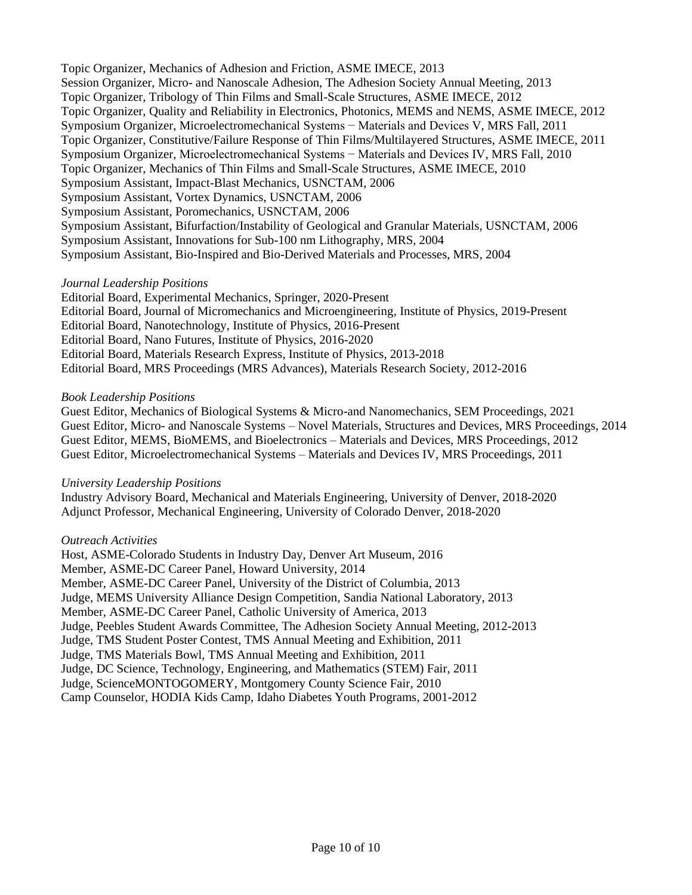Topic Organizer, Mechanics of Adhesion and Friction, ASME IMECE, 2013
Session Organizer, Micro- and Nanoscale Adhesion, The Adhesion Society Annual Meeting, 2013
Topic Organizer, Tribology of Thin Films and Small-Scale Structures, ASME IMECE, 2012
Topic Organizer, Quality and Reliability in Electronics, Photonics, MEMS and NEMS, ASME IMECE, 2012
Symposium Organizer, Microelectromechanical Systems − Materials and Devices V, MRS Fall, 2011
Topic Organizer, Constitutive/Failure Response of Thin Films/Multilayered Structures, ASME IMECE, 2011
Symposium Organizer, Microelectromechanical Systems − Materials and Devices IV, MRS Fall, 2010
Topic Organizer, Mechanics of Thin Films and Small-Scale Structures, ASME IMECE, 2010
Symposium Assistant, Impact-Blast Mechanics, USNCTAM, 2006
Symposium Assistant, Vortex Dynamics, USNCTAM, 2006
Symposium Assistant, Poromechanics, USNCTAM, 2006
Symposium Assistant, Bifurcation/Instability of Geological and Granular Materials, USNCTAM, 2006
Symposium Assistant, Innovations for Sub-100 nm Lithography, MRS, 2004
Symposium Assistant, Bio-Inspired and Bio-Derived Materials and Processes, MRS, 2004

*Journal Leadership Positions*

Editorial Board, Experimental Mechanics, Springer, 2020-Present
Editorial Board, Journal of Micromechanics and Microengineering, Institute of Physics, 2019-Present
Editorial Board, Nanotechnology, Institute of Physics, 2016-Present
Editorial Board, Nano Futures, Institute of Physics, 2016-2020
Editorial Board, Materials Research Express, Institute of Physics, 2013-2018
Editorial Board, MRS Proceedings (MRS Advances), Materials Research Society, 2012-2016

*Book Leadership Positions*

Guest Editor, Mechanics of Biological Systems & Micro-and Nanomechanics, SEM Proceedings, 2021
Guest Editor, Micro- and Nanoscale Systems – Novel Materials, Structures and Devices, MRS Proceedings, 2014
Guest Editor, MEMS, BioMEMS, and Bioelectronics – Materials and Devices, MRS Proceedings, 2012
Guest Editor, Microelectromechanical Systems – Materials and Devices IV, MRS Proceedings, 2011

*University Leadership Positions*

Industry Advisory Board, Mechanical and Materials Engineering, University of Denver, 2018-2020
Adjunct Professor, Mechanical Engineering, University of Colorado Denver, 2018-2020

*Outreach Activities*

Host, ASME-Colorado Students in Industry Day, Denver Art Museum, 2016
Member, ASME-DC Career Panel, Howard University, 2014
Member, ASME-DC Career Panel, University of the District of Columbia, 2013
Judge, MEMS University Alliance Design Competition, Sandia National Laboratory, 2013
Member, ASME-DC Career Panel, Catholic University of America, 2013
Judge, Peebles Student Awards Committee, The Adhesion Society Annual Meeting, 2012-2013
Judge, TMS Student Poster Contest, TMS Annual Meeting and Exhibition, 2011
Judge, TMS Materials Bowl, TMS Annual Meeting and Exhibition, 2011
Judge, DC Science, Technology, Engineering, and Mathematics (STEM) Fair, 2011
Judge, ScienceMONTOGOMERY, Montgomery County Science Fair, 2010
Camp Counselor, HODIA Kids Camp, Idaho Diabetes Youth Programs, 2001-2012